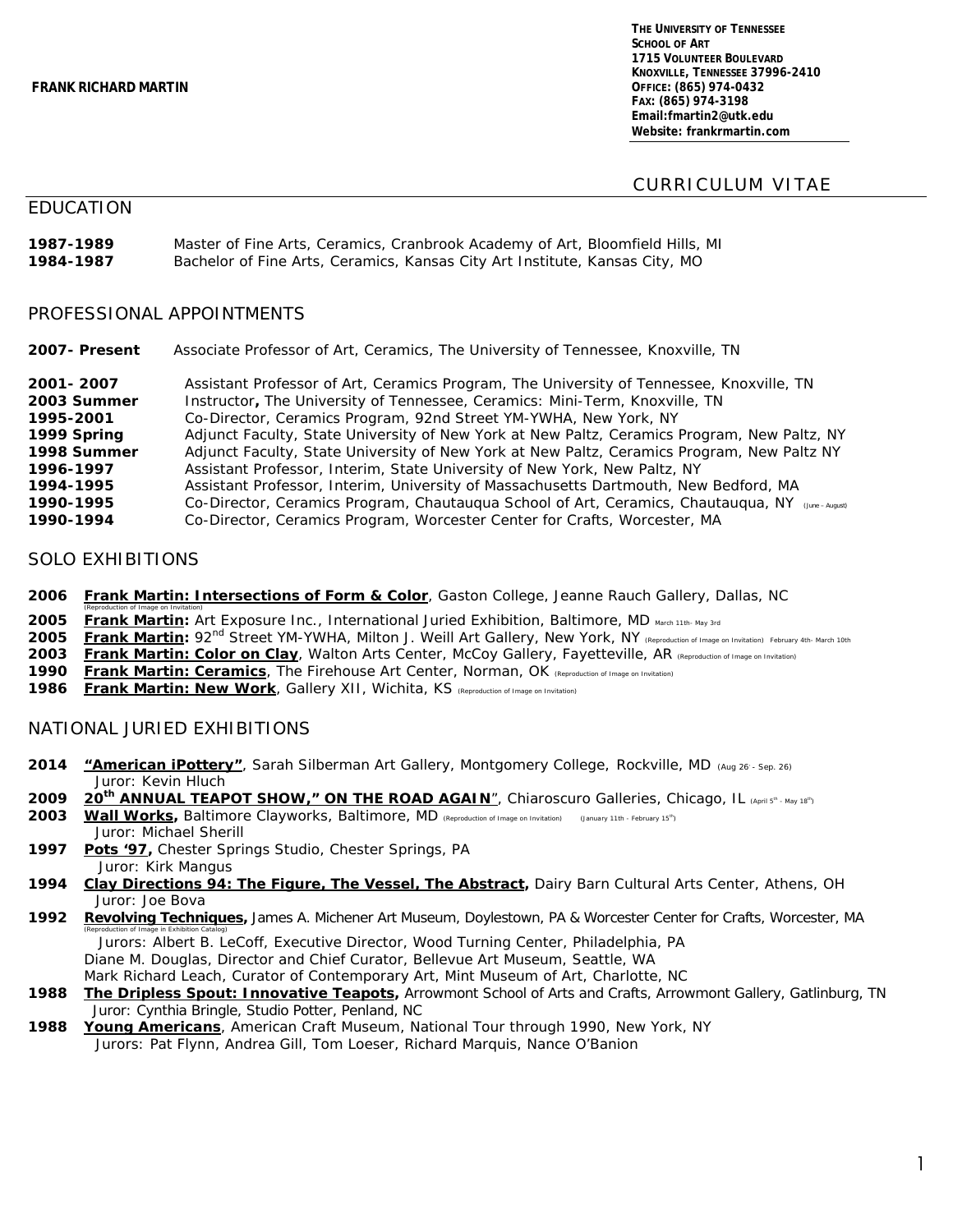**FRANK RICHARD MARTIN**

**THE UNIVERSITY OF TENNESSEE**
**SCHOOL OF ART**
**1715 VOLUNTEER BOULEVARD**
**KNOXVILLE, TENNESSEE 37996-2410**
**OFFICE: (865) 974-0432**
**FAX: (865) 974-3198**
**Email:fmartin2@utk.edu**
**Website: frankrmartin.com**

# CURRICULUM VITAE

## EDUCATION

**1987-1989** Master of Fine Arts, Ceramics, Cranbrook Academy of Art, Bloomfield Hills, MI
**1984-1987** Bachelor of Fine Arts, Ceramics, Kansas City Art Institute, Kansas City, MO

## PROFESSIONAL APPOINTMENTS

**2007- Present** Associate Professor of Art, Ceramics, The University of Tennessee, Knoxville, TN

**2001- 2007** Assistant Professor of Art, Ceramics Program, The University of Tennessee, Knoxville, TN
**2003 Summer** Instructor**,** The University of Tennessee, Ceramics: Mini-Term, Knoxville, TN
**1995-2001** Co-Director, Ceramics Program, 92nd Street YM-YWHA, New York, NY
**1999 Spring** Adjunct Faculty, State University of New York at New Paltz, Ceramics Program, New Paltz, NY
**1998 Summer** Adjunct Faculty, State University of New York at New Paltz, Ceramics Program, New Paltz NY
**1996-1997** Assistant Professor, Interim, State University of New York, New Paltz, NY
**1994-1995** Assistant Professor, Interim, University of Massachusetts Dartmouth, New Bedford, MA
**1990-1995** Co-Director, Ceramics Program, Chautauqua School of Art, Ceramics, Chautauqua, NY (June – August)
**1990-1994** Co-Director, Ceramics Program, Worcester Center for Crafts, Worcester, MA

## SOLO EXHIBITIONS

**2006** **Frank Martin: Intersections of Form & Color**, Gaston College, Jeanne Rauch Gallery, Dallas, NC
(Reproduction of Image on Invitation)
**2005** **Frank Martin:** Art Exposure Inc., International Juried Exhibition, Baltimore, MD March 11th- May 3rd
**2005** **Frank Martin:** 92nd Street YM-YWHA, Milton J. Weill Art Gallery, New York, NY (Reproduction of Image on Invitation) February 4th- March 10th
**2003** **Frank Martin: Color on Clay**, Walton Arts Center, McCoy Gallery, Fayetteville, AR (Reproduction of Image on Invitation)
**1990** **Frank Martin: Ceramics**, The Firehouse Art Center, Norman, OK (Reproduction of Image on Invitation)
**1986** **Frank Martin: New Work**, Gallery XII, Wichita, KS (Reproduction of Image on Invitation)

## NATIONAL JURIED EXHIBITIONS

**2014** **"American iPottery"**, Sarah Silberman Art Gallery, Montgomery College, Rockville, MD (Aug 26 - Sep. 26)
Juror: Kevin Hluch
**2009** **20th ANNUAL TEAPOT SHOW," ON THE ROAD AGAIN**", Chiaroscuro Galleries, Chicago, IL (April 5th - May 18th)
**2003** **Wall Works,** Baltimore Clayworks, Baltimore, MD (Reproduction of Image on Invitation) (January 11th - February 15th)
Juror: Michael Sherill
**1997** **Pots '97,** Chester Springs Studio, Chester Springs, PA
Juror: Kirk Mangus
**1994** **Clay Directions 94: The Figure, The Vessel, The Abstract,** Dairy Barn Cultural Arts Center, Athens, OH
Juror: Joe Bova
**1992** **Revolving Techniques,** James A. Michener Art Museum, Doylestown, PA & Worcester Center for Crafts, Worcester, MA
(Reproduction of Image in Exhibition Catalog)
Jurors: Albert B. LeCoff, Executive Director, Wood Turning Center, Philadelphia, PA
Diane M. Douglas, Director and Chief Curator, Bellevue Art Museum, Seattle, WA
Mark Richard Leach, Curator of Contemporary Art, Mint Museum of Art, Charlotte, NC
**1988** **The Dripless Spout: Innovative Teapots,** Arrowmont School of Arts and Crafts, Arrowmont Gallery, Gatlinburg, TN
Juror: Cynthia Bringle, Studio Potter, Penland, NC
**1988** **Young Americans**, American Craft Museum, National Tour through 1990, New York, NY
Jurors: Pat Flynn, Andrea Gill, Tom Loeser, Richard Marquis, Nance O'Banion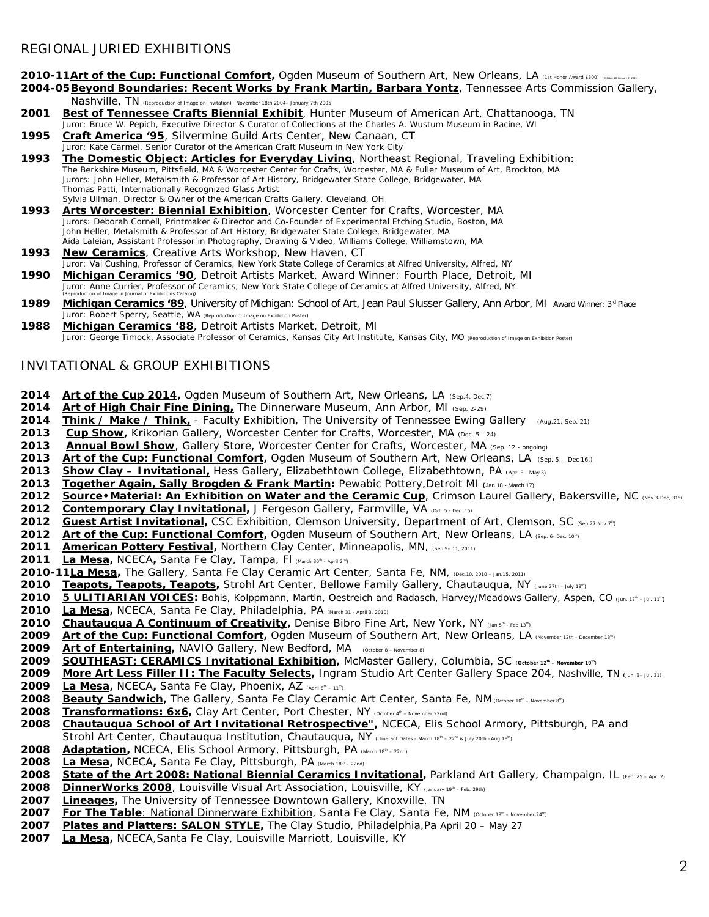## REGIONAL JURIED EXHIBITIONS

**2010-11** **Art of the Cup: Functional Comfort,** Ogden Museum of Southern Art, New Orleans, LA (1st Honor Award $300) (October 28 January 2, 2011)

**2004-05** **Beyond Boundaries: Recent Works by Frank Martin, Barbara Yontz**, Tennessee Arts Commission Gallery, Nashville, TN (Reproduction of Image on Invitation) November 18th 2004– January 7th 2005

**2001** **Best of Tennessee Crafts Biennial Exhibit**, Hunter Museum of American Art, Chattanooga, TN
Juror: Bruce W. Pepich, Executive Director & Curator of Collections at the Charles A. Wustum Museum in Racine, WI

**1995** **Craft America '95**, Silvermine Guild Arts Center, New Canaan, CT
Juror: Kate Carmel, Senior Curator of the American Craft Museum in New York City

**1993** **The Domestic Object: Articles for Everyday Living**, Northeast Regional, Traveling Exhibition:
The Berkshire Museum, Pittsfield, MA & Worcester Center for Crafts, Worcester, MA & Fuller Museum of Art, Brockton, MA
Jurors: John Heller, Metalsmith & Professor of Art History, Bridgewater State College, Bridgewater, MA
Thomas Patti, Internationally Recognized Glass Artist
Sylvia Ullman, Director & Owner of the American Crafts Gallery, Cleveland, OH

**1993** **Arts Worcester: Biennial Exhibition**, Worcester Center for Crafts, Worcester, MA
Jurors: Deborah Cornell, Printmaker & Director and Co-Founder of Experimental Etching Studio, Boston, MA
John Heller, Metalsmith & Professor of Art History, Bridgewater State College, Bridgewater, MA
Aida Laleian, Assistant Professor in Photography, Drawing & Video, Williams College, Williamstown, MA

**1993** **New Ceramics**, Creative Arts Workshop, New Haven, CT
Juror: Val Cushing, Professor of Ceramics, New York State College of Ceramics at Alfred University, Alfred, NY

**1990** **Michigan Ceramics '90**, Detroit Artists Market, Award Winner: Fourth Place, Detroit, MI
Juror: Anne Currier, Professor of Ceramics, New York State College of Ceramics at Alfred University, Alfred, NY
(Reproduction of Image in Journal of Exhibitions Catalog)

**1989** **Michigan Ceramics '89**, University of Michigan: School of Art, Jean Paul Slusser Gallery, Ann Arbor, MI Award Winner: 3rd Place
Juror: Robert Sperry, Seattle, WA (Reproduction of Image on Exhibition Poster)

**1988** **Michigan Ceramics '88**, Detroit Artists Market, Detroit, MI
Juror: George Timock, Associate Professor of Ceramics, Kansas City Art Institute, Kansas City, MO (Reproduction of Image on Exhibition Poster)

## INVITATIONAL & GROUP EXHIBITIONS

**2014** **Art of the Cup 2014,** Ogden Museum of Southern Art, New Orleans, LA (Sep.4, Dec 7)
**2014** **Art of High Chair Fine Dining,** The Dinnerware Museum, Ann Arbor, MI (Sep, 2-29)
**2014** **Think / Make / Think,** - Faculty Exhibition, The University of Tennessee Ewing Gallery (Aug.21, Sep. 21)
**2013** **Cup Show,** Krikorian Gallery, Worcester Center for Crafts, Worcester, MA (Dec. 5 - 24)
**2013** **Annual Bowl Show**, Gallery Store, Worcester Center for Crafts, Worcester, MA (Sep. 12 - ongoing)
**2013** **Art of the Cup: Functional Comfort,** Ogden Museum of Southern Art, New Orleans, LA (Sep. 5, - Dec 16,)
**2013** **Show Clay – Invitational,** Hess Gallery, Elizabethtown College, Elizabethtown, PA (Apr. 5 – May 3)
**2013** **Together Again, Sally Brogden & Frank Martin:** Pewabic Pottery, Detroit MI (Jan 18 - March 17)
**2012** **Source•Material: An Exhibition on Water and the Ceramic Cup**, Crimson Laurel Gallery, Bakersville, NC (Nov.3-Dec, 31st)
**2012** **Contemporary Clay Invitational,** J Fergeson Gallery, Farmville, VA (Oct. 5 - Dec. 15)
**2012** **Guest Artist Invitational,** CSC Exhibition, Clemson University, Department of Art, Clemson, SC (Sep.27 Nov 7th)
**2012** **Art of the Cup: Functional Comfort,** Ogden Museum of Southern Art, New Orleans, LA (Sep. 6- Dec. 10th)
**2011** **American Pottery Festival,** Northern Clay Center, Minneapolis, MN, (Sep.9– 11, 2011)
**2011** **La Mesa,** NCECA**,** Santa Fe Clay, Tampa, Fl (March 30th - April 2nd)
**2010-11** **La Mesa,** The Gallery, Santa Fe Clay Ceramic Art Center, Santa Fe, NM, (Dec.10, 2010 – Jan.15, 2011)
**2010** **Teapots, Teapots, Teapots,** Strohl Art Center, Bellowe Family Gallery, Chautauqua, NY (June 27th - July 19th)
**2010** **5 ULITIARIAN VOICES:** Bohis, Kolppmann, Martin, Oestreich and Radasch, Harvey/Meadows Gallery, Aspen, CO (Jun. 17th – Jul. 11th)
**2010** **La Mesa,** NCECA, Santa Fe Clay, Philadelphia, PA (March 31 - April 3, 2010)
**2010** **Chautauqua A Continuum of Creativity,** Denise Bibro Fine Art, New York, NY (Jan 5th - Feb 13th)
**2009** **Art of the Cup: Functional Comfort,** Ogden Museum of Southern Art, New Orleans, LA (November 12th – December 13th)
**2009** **Art of Entertaining,** NAVIO Gallery, New Bedford, MA (October 8 – November 8)
**2009** **SOUTHEAST: CERAMICS Invitational Exhibition,** McMaster Gallery, Columbia, SC (October 12th – November 19th)
**2009** **More Art Less Filler II: The Faculty Selects,** Ingram Studio Art Center Gallery Space 204, Nashville, TN (Jun. 3– Jul. 31)
**2009** **La Mesa,** NCECA**,** Santa Fe Clay, Phoenix, AZ (April 8th – 11th)
**2008** **Beauty Sandwich,** The Gallery, Santa Fe Clay Ceramic Art Center, Santa Fe, NM (October 10th – November 8th)
**2008** **Transformations: 6x6,** Clay Art Center, Port Chester, NY (October 4th – November 22nd)
**2008** **Chautauqua School of Art Invitational Retrospective",** NCECA, Elis School Armory, Pittsburgh, PA and Strohl Art Center, Chautauqua Institution, Chautauqua, NY (Itinerant Dates - March 18th – 22nd & July 20th –Aug 18th)
**2008** **Adaptation,** NCECA, Elis School Armory, Pittsburgh, PA (March 18th – 22nd)
**2008** **La Mesa,** NCECA**,** Santa Fe Clay, Pittsburgh, PA (March 18th – 22nd)
**2008** **State of the Art 2008: National Biennial Ceramics Invitational,** Parkland Art Gallery, Champaign, IL (Feb. 25 – Apr. 2)
**2008** **DinnerWorks 2008**, Louisville Visual Art Association, Louisville, KY (January 19th – Feb. 29th)
**2007** **Lineages,** The University of Tennessee Downtown Gallery, Knoxville. TN
**2007** **For The Table**: National Dinnerware Exhibition, Santa Fe Clay, Santa Fe, NM (October 19th – November 24th)
**2007** **Plates and Platters: SALON STYLE,** The Clay Studio, Philadelphia,Pa April 20 – May 27
**2007** **La Mesa,** NCECA,Santa Fe Clay, Louisville Marriott, Louisville, KY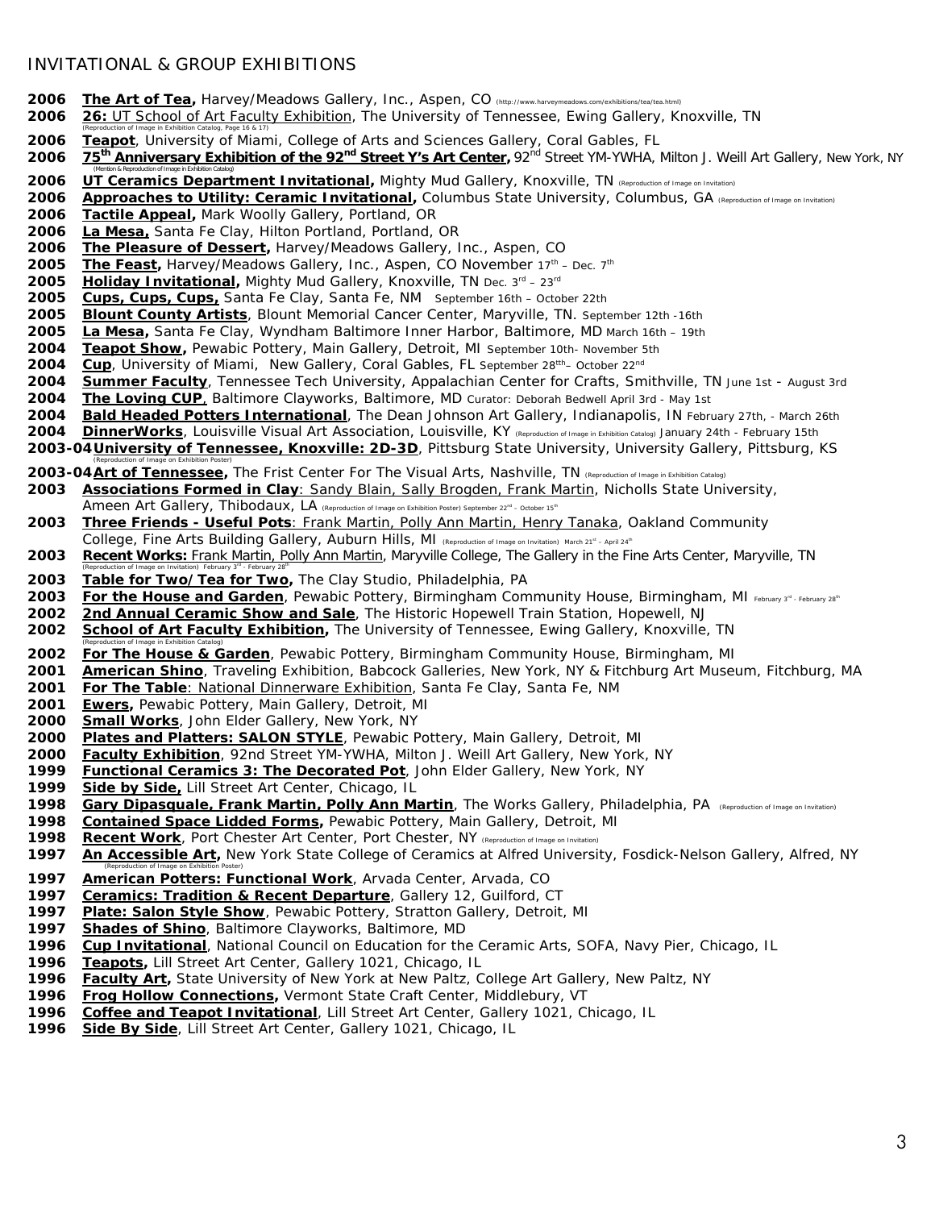## INVITATIONAL & GROUP EXHIBITIONS

**2006** **The Art of Tea,** Harvey/Meadows Gallery, Inc., Aspen, CO (http://www.harveymeadows.com/exhibitions/tea/tea.html)
**2006** **26:** UT School of Art Faculty Exhibition, The University of Tennessee, Ewing Gallery, Knoxville, TN (Reproduction of Image in Exhibition Catalog, Page 16 & 17)
**2006** **Teapot**, University of Miami, College of Arts and Sciences Gallery, Coral Gables, FL
**2006** **75th Anniversary Exhibition of the 92nd Street Y's Art Center,** 92nd Street YM-YWHA, Milton J. Weill Art Gallery, New York, NY (Mention & Reproduction of Image in Exhibition Catalog)
**2006** **UT Ceramics Department Invitational,** Mighty Mud Gallery, Knoxville, TN (Reproduction of Image on Invitation)
**2006** **Approaches to Utility: Ceramic Invitational,** Columbus State University, Columbus, GA (Reproduction of Image on Invitation)
**2006** **Tactile Appeal,** Mark Woolly Gallery, Portland, OR
**2006** **La Mesa,** Santa Fe Clay, Hilton Portland, Portland, OR
**2006** **The Pleasure of Dessert,** Harvey/Meadows Gallery, Inc., Aspen, CO
**2005** **The Feast,** Harvey/Meadows Gallery, Inc., Aspen, CO November 17th – Dec. 7th
**2005** **Holiday Invitational,** Mighty Mud Gallery, Knoxville, TN Dec. 3rd – 23rd
**2005** **Cups, Cups, Cups,** Santa Fe Clay, Santa Fe, NM September 16th – October 22th
**2005** **Blount County Artists**, Blount Memorial Cancer Center, Maryville, TN. September 12th -16th
**2005** **La Mesa,** Santa Fe Clay, Wyndham Baltimore Inner Harbor, Baltimore, MD March 16th – 19th
**2004** **Teapot Show,** Pewabic Pottery, Main Gallery, Detroit, MI September 10th- November 5th
**2004** **Cup**, University of Miami, New Gallery, Coral Gables, FL September 28tth– October 22nd
**2004** **Summer Faculty**, Tennessee Tech University, Appalachian Center for Crafts, Smithville, TN June 1st - August 3rd
**2004** **The Loving CUP**, Baltimore Clayworks, Baltimore, MD Curator: Deborah Bedwell April 3rd - May 1st
**2004** **Bald Headed Potters International**, The Dean Johnson Art Gallery, Indianapolis, IN February 27th, - March 26th
**2004** **DinnerWorks**, Louisville Visual Art Association, Louisville, KY (Reproduction of Image in Exhibition Catalog) January 24th - February 15th
**2003-04** **University of Tennessee, Knoxville: 2D-3D**, Pittsburg State University, University Gallery, Pittsburg, KS (Reproduction of Image on Exhibition Poster)
**2003-04** **Art of Tennessee,** The Frist Center For The Visual Arts, Nashville, TN (Reproduction of Image in Exhibition Catalog)
**2003** **Associations Formed in Clay**: Sandy Blain, Sally Brogden, Frank Martin, Nicholls State University, Ameen Art Gallery, Thibodaux, LA (Reproduction of Image on Exhibition Poster) September 22nd – October 15th
**2003** **Three Friends - Useful Pots**: Frank Martin, Polly Ann Martin, Henry Tanaka, Oakland Community College, Fine Arts Building Gallery, Auburn Hills, MI (Reproduction of Image on Invitation) March 21st – April 24th
**2003** **Recent Works:** Frank Martin, Polly Ann Martin, Maryville College, The Gallery in the Fine Arts Center, Maryville, TN (Reproduction of Image on Invitation) February 3rd - February 28th
**2003** **Table for Two/Tea for Two,** The Clay Studio, Philadelphia, PA
**2003** **For the House and Garden**, Pewabic Pottery, Birmingham Community House, Birmingham, MI February 3rd - February 28th
**2002** **2nd Annual Ceramic Show and Sale**, The Historic Hopewell Train Station, Hopewell, NJ
**2002** **School of Art Faculty Exhibition,** The University of Tennessee, Ewing Gallery, Knoxville, TN (Reproduction of Image in Exhibition Catalog)
**2002** **For The House & Garden**, Pewabic Pottery, Birmingham Community House, Birmingham, MI
**2001** **American Shino**, Traveling Exhibition, Babcock Galleries, New York, NY & Fitchburg Art Museum, Fitchburg, MA
**2001** **For The Table**: National Dinnerware Exhibition, Santa Fe Clay, Santa Fe, NM
**2001** **Ewers,** Pewabic Pottery, Main Gallery, Detroit, MI
**2000** **Small Works**, John Elder Gallery, New York, NY
**2000** **Plates and Platters: SALON STYLE**, Pewabic Pottery, Main Gallery, Detroit, MI
**2000** **Faculty Exhibition**, 92nd Street YM-YWHA, Milton J. Weill Art Gallery, New York, NY
**1999** **Functional Ceramics 3: The Decorated Pot**, John Elder Gallery, New York, NY
**1999** **Side by Side,** Lill Street Art Center, Chicago, IL
**1998** **Gary Dipasquale, Frank Martin, Polly Ann Martin**, The Works Gallery, Philadelphia, PA (Reproduction of Image on Invitation)
**1998** **Contained Space Lidded Forms,** Pewabic Pottery, Main Gallery, Detroit, MI
**1998** **Recent Work**, Port Chester Art Center, Port Chester, NY (Reproduction of Image on Invitation)
**1997** **An Accessible Art,** New York State College of Ceramics at Alfred University, Fosdick-Nelson Gallery, Alfred, NY (Reproduction of Image on Exhibition Poster)
**1997** **American Potters: Functional Work**, Arvada Center, Arvada, CO
**1997** **Ceramics: Tradition & Recent Departure**, Gallery 12, Guilford, CT
**1997** **Plate: Salon Style Show**, Pewabic Pottery, Stratton Gallery, Detroit, MI
**1997** **Shades of Shino**, Baltimore Clayworks, Baltimore, MD
**1996** **Cup Invitational**, National Council on Education for the Ceramic Arts, SOFA, Navy Pier, Chicago, IL
**1996** **Teapots,** Lill Street Art Center, Gallery 1021, Chicago, IL
**1996** **Faculty Art,** State University of New York at New Paltz, College Art Gallery, New Paltz, NY
**1996** **Frog Hollow Connections,** Vermont State Craft Center, Middlebury, VT
**1996** **Coffee and Teapot Invitational**, Lill Street Art Center, Gallery 1021, Chicago, IL
**1996** **Side By Side**, Lill Street Art Center, Gallery 1021, Chicago, IL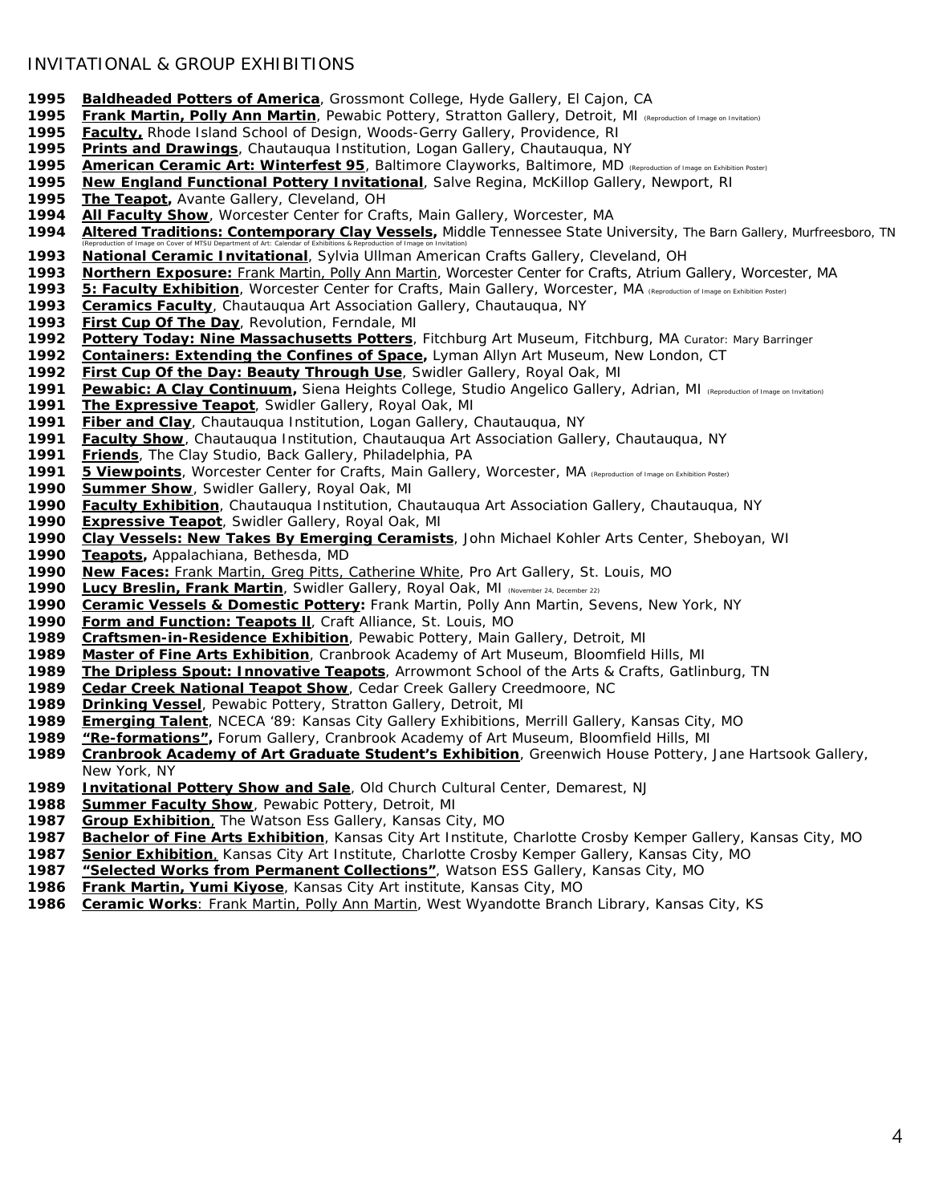## INVITATIONAL & GROUP EXHIBITIONS

**1995** **Baldheaded Potters of America**, Grossmont College, Hyde Gallery, El Cajon, CA
**1995** **Frank Martin, Polly Ann Martin**, Pewabic Pottery, Stratton Gallery, Detroit, MI (Reproduction of Image on Invitation)
**1995** **Faculty,** Rhode Island School of Design, Woods-Gerry Gallery, Providence, RI
**1995** **Prints and Drawings**, Chautauqua Institution, Logan Gallery, Chautauqua, NY
**1995** **American Ceramic Art: Winterfest 95**, Baltimore Clayworks, Baltimore, MD (Reproduction of Image on Exhibition Poster)
**1995** **New England Functional Pottery Invitational**, Salve Regina, McKillop Gallery, Newport, RI
**1995** **The Teapot,** Avante Gallery, Cleveland, OH
**1994** **All Faculty Show**, Worcester Center for Crafts, Main Gallery, Worcester, MA
**1994** **Altered Traditions: Contemporary Clay Vessels,** Middle Tennessee State University, The Barn Gallery, Murfreesboro, TN (Reproduction of Image on Cover of MTSU Department of Art: Calendar of Exhibitions & Reproduction of Image on Invitation)
**1993** **National Ceramic Invitational**, Sylvia Ullman American Crafts Gallery, Cleveland, OH
**1993** **Northern Exposure:** Frank Martin, Polly Ann Martin, Worcester Center for Crafts, Atrium Gallery, Worcester, MA
**1993** **5: Faculty Exhibition**, Worcester Center for Crafts, Main Gallery, Worcester, MA (Reproduction of Image on Exhibition Poster)
**1993** **Ceramics Faculty**, Chautauqua Art Association Gallery, Chautauqua, NY
**1993** **First Cup Of The Day**, Revolution, Ferndale, MI
**1992** **Pottery Today: Nine Massachusetts Potters**, Fitchburg Art Museum, Fitchburg, MA Curator: Mary Barringer
**1992** **Containers: Extending the Confines of Space,** Lyman Allyn Art Museum, New London, CT
**1992** **First Cup Of the Day: Beauty Through Use**, Swidler Gallery, Royal Oak, MI
**1991** **Pewabic: A Clay Continuum,** Siena Heights College, Studio Angelico Gallery, Adrian, MI (Reproduction of Image on Invitation)
**1991** **The Expressive Teapot**, Swidler Gallery, Royal Oak, MI
**1991** **Fiber and Clay**, Chautauqua Institution, Logan Gallery, Chautauqua, NY
**1991** **Faculty Show**, Chautauqua Institution, Chautauqua Art Association Gallery, Chautauqua, NY
**1991** **Friends**, The Clay Studio, Back Gallery, Philadelphia, PA
**1991** **5 Viewpoints**, Worcester Center for Crafts, Main Gallery, Worcester, MA (Reproduction of Image on Exhibition Poster)
**1990** **Summer Show**, Swidler Gallery, Royal Oak, MI
**1990** **Faculty Exhibition**, Chautauqua Institution, Chautauqua Art Association Gallery, Chautauqua, NY
**1990** **Expressive Teapot**, Swidler Gallery, Royal Oak, MI
**1990** **Clay Vessels: New Takes By Emerging Ceramists**, John Michael Kohler Arts Center, Sheboyan, WI
**1990** **Teapots,** Appalachiana, Bethesda, MD
**1990** **New Faces:** Frank Martin, Greg Pitts, Catherine White, Pro Art Gallery, St. Louis, MO
**1990** **Lucy Breslin, Frank Martin**, Swidler Gallery, Royal Oak, MI (November 24, December 22)
**1990** **Ceramic Vessels & Domestic Pottery:** Frank Martin, Polly Ann Martin, Sevens, New York, NY
**1990** **Form and Function: Teapots ll**, Craft Alliance, St. Louis, MO
**1989** **Craftsmen-in-Residence Exhibition**, Pewabic Pottery, Main Gallery, Detroit, MI
**1989** **Master of Fine Arts Exhibition**, Cranbrook Academy of Art Museum, Bloomfield Hills, MI
**1989** **The Dripless Spout: Innovative Teapots**, Arrowmont School of the Arts & Crafts, Gatlinburg, TN
**1989** **Cedar Creek National Teapot Show**, Cedar Creek Gallery Creedmoore, NC
**1989** **Drinking Vessel**, Pewabic Pottery, Stratton Gallery, Detroit, MI
**1989** **Emerging Talent**, NCECA '89: Kansas City Gallery Exhibitions, Merrill Gallery, Kansas City, MO
**1989** **"Re-formations",** Forum Gallery, Cranbrook Academy of Art Museum, Bloomfield Hills, MI
**1989** **Cranbrook Academy of Art Graduate Student's Exhibition**, Greenwich House Pottery, Jane Hartsook Gallery, New York, NY
**1989** **Invitational Pottery Show and Sale**, Old Church Cultural Center, Demarest, NJ
**1988** **Summer Faculty Show**, Pewabic Pottery, Detroit, MI
**1987** **Group Exhibition**, The Watson Ess Gallery, Kansas City, MO
**1987** **Bachelor of Fine Arts Exhibition**, Kansas City Art Institute, Charlotte Crosby Kemper Gallery, Kansas City, MO
**1987** **Senior Exhibition**, Kansas City Art Institute, Charlotte Crosby Kemper Gallery, Kansas City, MO
**1987** **"Selected Works from Permanent Collections"**, Watson ESS Gallery, Kansas City, MO
**1986** **Frank Martin, Yumi Kiyose**, Kansas City Art institute, Kansas City, MO
**1986** **Ceramic Works**: Frank Martin, Polly Ann Martin, West Wyandotte Branch Library, Kansas City, KS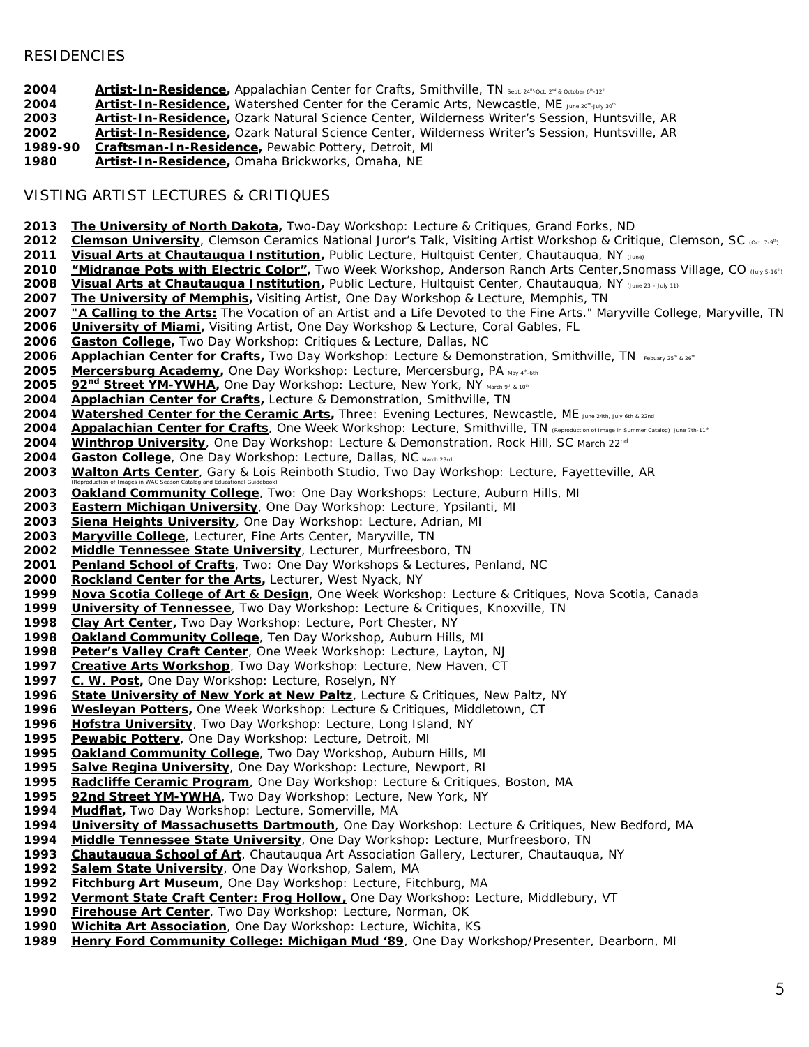## RESIDENCIES

**2004** **Artist-In-Residence,** Appalachian Center for Crafts, Smithville, TN Sept. 24th-Oct. 2nd & October 6th-12th
**2004** **Artist-In-Residence,** Watershed Center for the Ceramic Arts, Newcastle, ME June 20th-July 30th
**2003** **Artist-In-Residence,** Ozark Natural Science Center, Wilderness Writer's Session, Huntsville, AR
**2002** **Artist-In-Residence,** Ozark Natural Science Center, Wilderness Writer's Session, Huntsville, AR
**1989-90** **Craftsman-In-Residence,** Pewabic Pottery, Detroit, MI
**1980** **Artist-In-Residence,** Omaha Brickworks, Omaha, NE

## VISTING ARTIST LECTURES & CRITIQUES

**2013** **The University of North Dakota,** Two-Day Workshop: Lecture & Critiques, Grand Forks, ND
**2012** **Clemson University**, Clemson Ceramics National Juror's Talk, Visiting Artist Workshop & Critique, Clemson, SC (Oct. 7-9th)
**2011** **Visual Arts at Chautauqua Institution,** Public Lecture, Hultquist Center, Chautauqua, NY (June)
**2010** **"Midrange Pots with Electric Color",** Two Week Workshop, Anderson Ranch Arts Center,Snomass Village, CO (July 5-16th)
**2008** **Visual Arts at Chautauqua Institution,** Public Lecture, Hultquist Center, Chautauqua, NY (June 23 – July 11)
**2007** **The University of Memphis,** Visiting Artist, One Day Workshop & Lecture, Memphis, TN
**2007** **"A Calling to the Arts:** The Vocation of an Artist and a Life Devoted to the Fine Arts." Maryville College, Maryville, TN
**2006** **University of Miami,** Visiting Artist, One Day Workshop & Lecture, Coral Gables, FL
**2006** **Gaston College,** Two Day Workshop: Critiques & Lecture, Dallas, NC
**2006** **Applachian Center for Crafts,** Two Day Workshop: Lecture & Demonstration, Smithville, TN Febuary 25th & 26th
**2005** **Mercersburg Academy,** One Day Workshop: Lecture, Mercersburg, PA May 4th-6th
**2005** **92nd Street YM-YWHA,** One Day Workshop: Lecture, New York, NY March 9th & 10th
**2004** **Applachian Center for Crafts,** Lecture & Demonstration, Smithville, TN
**2004** **Watershed Center for the Ceramic Arts,** Three: Evening Lectures, Newcastle, ME June 24th, July 6th & 22nd
**2004** **Appalachian Center for Crafts**, One Week Workshop: Lecture, Smithville, TN (Reproduction of Image in Summer Catalog) June 7th-11th
**2004** **Winthrop University**, One Day Workshop: Lecture & Demonstration, Rock Hill, SC March 22nd
**2004** **Gaston College**, One Day Workshop: Lecture, Dallas, NC March 23rd
**2003** **Walton Arts Center**, Gary & Lois Reinboth Studio, Two Day Workshop: Lecture, Fayetteville, AR (Reproduction of Images in WAC Season Catalog and Educational Guidebook)
**2003** **Oakland Community College**, Two: One Day Workshops: Lecture, Auburn Hills, MI
**2003** **Eastern Michigan University**, One Day Workshop: Lecture, Ypsilanti, MI
**2003** **Siena Heights University**, One Day Workshop: Lecture, Adrian, MI
**2003** **Maryville College**, Lecturer, Fine Arts Center, Maryville, TN
**2002** **Middle Tennessee State University**, Lecturer, Murfreesboro, TN
**2001** **Penland School of Crafts**, Two: One Day Workshops & Lectures, Penland, NC
**2000** **Rockland Center for the Arts,** Lecturer, West Nyack, NY
**1999** **Nova Scotia College of Art & Design**, One Week Workshop: Lecture & Critiques, Nova Scotia, Canada
**1999** **University of Tennessee**, Two Day Workshop: Lecture & Critiques, Knoxville, TN
**1998** **Clay Art Center,** Two Day Workshop: Lecture, Port Chester, NY
**1998** **Oakland Community College**, Ten Day Workshop, Auburn Hills, MI
**1998** **Peter's Valley Craft Center**, One Week Workshop: Lecture, Layton, NJ
**1997** **Creative Arts Workshop**, Two Day Workshop: Lecture, New Haven, CT
**1997** **C. W. Post,** One Day Workshop: Lecture, Roselyn, NY
**1996** **State University of New York at New Paltz**, Lecture & Critiques, New Paltz, NY
**1996** **Wesleyan Potters,** One Week Workshop: Lecture & Critiques, Middletown, CT
**1996** **Hofstra University**, Two Day Workshop: Lecture, Long Island, NY
**1995** **Pewabic Pottery**, One Day Workshop: Lecture, Detroit, MI
**1995** **Oakland Community College**, Two Day Workshop, Auburn Hills, MI
**1995** **Salve Regina University**, One Day Workshop: Lecture, Newport, RI
**1995** **Radcliffe Ceramic Program**, One Day Workshop: Lecture & Critiques, Boston, MA
**1995** **92nd Street YM-YWHA**, Two Day Workshop: Lecture, New York, NY
**1994** **Mudflat,** Two Day Workshop: Lecture, Somerville, MA
**1994** **University of Massachusetts Dartmouth**, One Day Workshop: Lecture & Critiques, New Bedford, MA
**1994** **Middle Tennessee State University**, One Day Workshop: Lecture, Murfreesboro, TN
**1993** **Chautauqua School of Art**, Chautauqua Art Association Gallery, Lecturer, Chautauqua, NY
**1992** **Salem State University**, One Day Workshop, Salem, MA
**1992** **Fitchburg Art Museum**, One Day Workshop: Lecture, Fitchburg, MA
**1992** **Vermont State Craft Center: Frog Hollow,** One Day Workshop: Lecture, Middlebury, VT
**1990** **Firehouse Art Center**, Two Day Workshop: Lecture, Norman, OK
**1990** **Wichita Art Association**, One Day Workshop: Lecture, Wichita, KS
**1989** **Henry Ford Community College: Michigan Mud '89**, One Day Workshop/Presenter, Dearborn, MI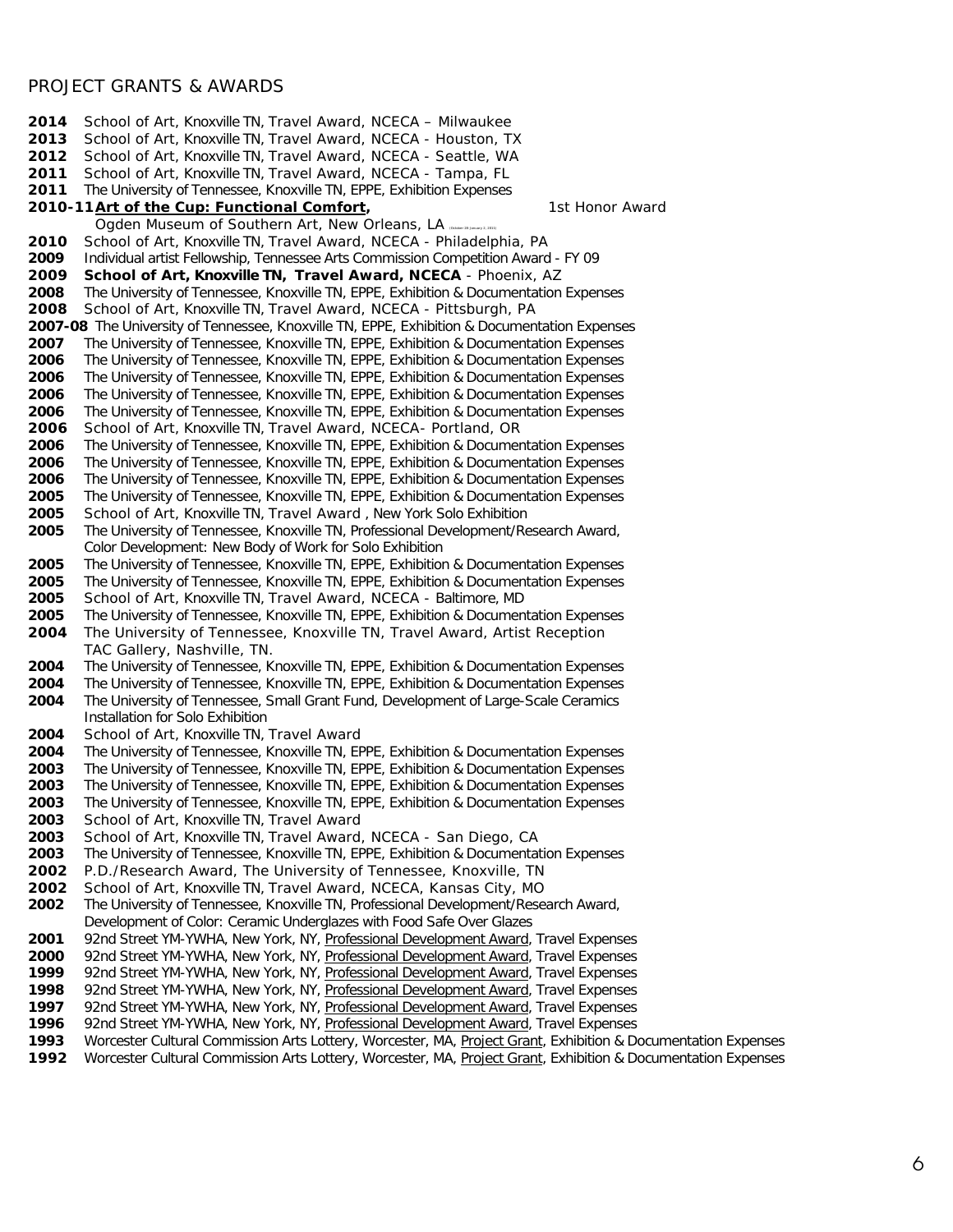## PROJECT GRANTS & AWARDS

**2014** School of Art, Knoxville TN, Travel Award, NCECA – Milwaukee
**2013** School of Art, Knoxville TN, Travel Award, NCECA - Houston, TX
**2012** School of Art, Knoxville TN, Travel Award, NCECA - Seattle, WA
**2011** School of Art, Knoxville TN, Travel Award, NCECA - Tampa, FL
**2011** The University of Tennessee, Knoxville TN, EPPE, Exhibition Expenses
**2010-11** **Art of the Cup: Functional Comfort,** 1st Honor Award
Ogden Museum of Southern Art, New Orleans, LA (October 16-January 2, 2011)
**2010** School of Art, Knoxville TN, Travel Award, NCECA - Philadelphia, PA
**2009** Individual artist Fellowship, Tennessee Arts Commission Competition Award - FY 09
**2009** **School of Art, Knoxville TN, Travel Award, NCECA** - Phoenix, AZ
**2008** The University of Tennessee, Knoxville TN, EPPE, Exhibition & Documentation Expenses
**2008** School of Art, Knoxville TN, Travel Award, NCECA - Pittsburgh, PA
**2007-08** The University of Tennessee, Knoxville TN, EPPE, Exhibition & Documentation Expenses
**2007** The University of Tennessee, Knoxville TN, EPPE, Exhibition & Documentation Expenses
**2006** The University of Tennessee, Knoxville TN, EPPE, Exhibition & Documentation Expenses
**2006** The University of Tennessee, Knoxville TN, EPPE, Exhibition & Documentation Expenses
**2006** The University of Tennessee, Knoxville TN, EPPE, Exhibition & Documentation Expenses
**2006** The University of Tennessee, Knoxville TN, EPPE, Exhibition & Documentation Expenses
**2006** School of Art, Knoxville TN, Travel Award, NCECA- Portland, OR
**2006** The University of Tennessee, Knoxville TN, EPPE, Exhibition & Documentation Expenses
**2006** The University of Tennessee, Knoxville TN, EPPE, Exhibition & Documentation Expenses
**2006** The University of Tennessee, Knoxville TN, EPPE, Exhibition & Documentation Expenses
**2005** The University of Tennessee, Knoxville TN, EPPE, Exhibition & Documentation Expenses
**2005** School of Art, Knoxville TN, Travel Award , New York Solo Exhibition
**2005** The University of Tennessee, Knoxville TN, Professional Development/Research Award,
Color Development: New Body of Work for Solo Exhibition
**2005** The University of Tennessee, Knoxville TN, EPPE, Exhibition & Documentation Expenses
**2005** The University of Tennessee, Knoxville TN, EPPE, Exhibition & Documentation Expenses
**2005** School of Art, Knoxville TN, Travel Award, NCECA - Baltimore, MD
**2005** The University of Tennessee, Knoxville TN, EPPE, Exhibition & Documentation Expenses
**2004** The University of Tennessee, Knoxville TN, Travel Award, Artist Reception
TAC Gallery, Nashville, TN.
**2004** The University of Tennessee, Knoxville TN, EPPE, Exhibition & Documentation Expenses
**2004** The University of Tennessee, Knoxville TN, EPPE, Exhibition & Documentation Expenses
**2004** The University of Tennessee, Small Grant Fund, Development of Large-Scale Ceramics
Installation for Solo Exhibition
**2004** School of Art, Knoxville TN, Travel Award
**2004** The University of Tennessee, Knoxville TN, EPPE, Exhibition & Documentation Expenses
**2003** The University of Tennessee, Knoxville TN, EPPE, Exhibition & Documentation Expenses
**2003** The University of Tennessee, Knoxville TN, EPPE, Exhibition & Documentation Expenses
**2003** The University of Tennessee, Knoxville TN, EPPE, Exhibition & Documentation Expenses
**2003** School of Art, Knoxville TN, Travel Award
**2003** School of Art, Knoxville TN, Travel Award, NCECA - San Diego, CA
**2003** The University of Tennessee, Knoxville TN, EPPE, Exhibition & Documentation Expenses
**2002** P.D./Research Award, The University of Tennessee, Knoxville, TN
**2002** School of Art, Knoxville TN, Travel Award, NCECA, Kansas City, MO
**2002** The University of Tennessee, Knoxville TN, Professional Development/Research Award,
Development of Color: Ceramic Underglazes with Food Safe Over Glazes
**2001** 92nd Street YM-YWHA, New York, NY, Professional Development Award, Travel Expenses
**2000** 92nd Street YM-YWHA, New York, NY, Professional Development Award, Travel Expenses
**1999** 92nd Street YM-YWHA, New York, NY, Professional Development Award, Travel Expenses
**1998** 92nd Street YM-YWHA, New York, NY, Professional Development Award, Travel Expenses
**1997** 92nd Street YM-YWHA, New York, NY, Professional Development Award, Travel Expenses
**1996** 92nd Street YM-YWHA, New York, NY, Professional Development Award, Travel Expenses
**1993** Worcester Cultural Commission Arts Lottery, Worcester, MA, Project Grant, Exhibition & Documentation Expenses
**1992** Worcester Cultural Commission Arts Lottery, Worcester, MA, Project Grant, Exhibition & Documentation Expenses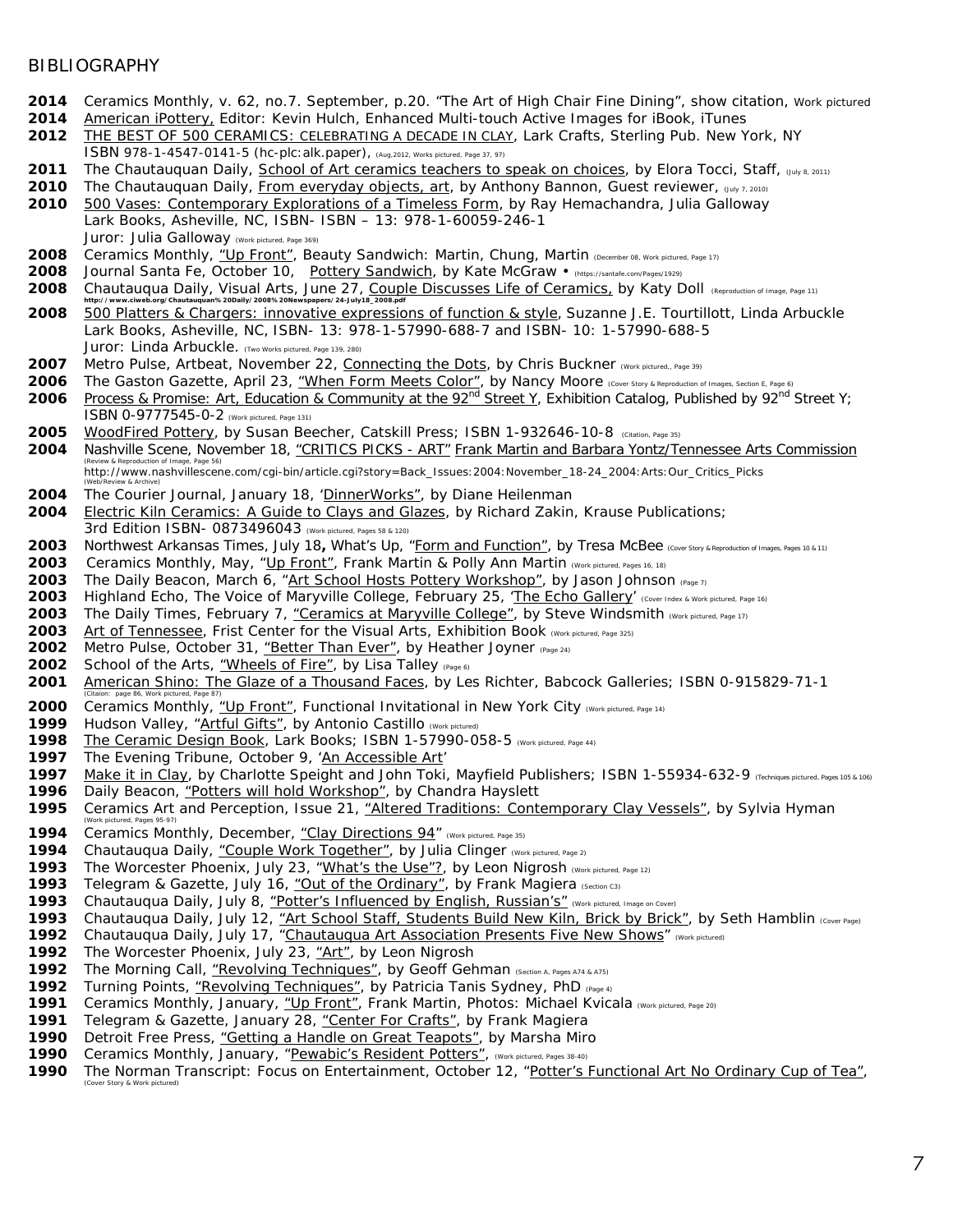# BIBLIOGRAPHY

**2014** Ceramics Monthly, v. 62, no.7. September, p.20. "The Art of High Chair Fine Dining", show citation, Work pictured
**2014** American iPottery, Editor: Kevin Hulch, Enhanced Multi-touch Active Images for iBook, iTunes
**2012** THE BEST OF 500 CERAMICS: CELEBRATING A DECADE IN CLAY, Lark Crafts, Sterling Pub. New York, NY
ISBN 978-1-4547-0141-5 (hc-plc:alk.paper), (Aug,2012, Works pictured, Page 37, 97)
**2011** The Chautauquan Daily, School of Art ceramics teachers to speak on choices, by Elora Tocci, Staff, (July 8, 2011)
**2010** The Chautauquan Daily, From everyday objects, art, by Anthony Bannon, Guest reviewer, (July 7, 2010)
**2010** 500 Vases: Contemporary Explorations of a Timeless Form, by Ray Hemachandra, Julia Galloway
Lark Books, Asheville, NC, ISBN- ISBN – 13: 978-1-60059-246-1
Juror: Julia Galloway (Work pictured, Page 369)
**2008** Ceramics Monthly, "Up Front", Beauty Sandwich: Martin, Chung, Martin (December 08, Work pictured, Page 17)
**2008** Journal Santa Fe, October 10, Pottery Sandwich, by Kate McGraw • (https://santafe.com/Pages/1929)
**2008** Chautauqua Daily, Visual Arts, June 27, Couple Discusses Life of Ceramics, by Katy Doll (Reproduction of Image, Page 11)
http://www.ciweb.org/Chautauquan%20Daily/2008%20Newspapers/24-July18_2008.pdf
**2008** 500 Platters & Chargers: innovative expressions of function & style, Suzanne J.E. Tourtillott, Linda Arbuckle
Lark Books, Asheville, NC, ISBN- 13: 978-1-57990-688-7 and ISBN- 10: 1-57990-688-5
Juror: Linda Arbuckle. (Two Works pictured, Page 139, 280)
**2007** Metro Pulse, Artbeat, November 22, Connecting the Dots, by Chris Buckner (Work pictured,, Page 39)
**2006** The Gaston Gazette, April 23, "When Form Meets Color", by Nancy Moore (Cover Story & Reproduction of Images, Section E, Page 6)
**2006** Process & Promise: Art, Education & Community at the 92nd Street Y, Exhibition Catalog, Published by 92nd Street Y; ISBN 0-9777545-0-2 (Work pictured, Page 131)
**2005** WoodFired Pottery, by Susan Beecher, Catskill Press; ISBN 1-932646-10-8 (Citation, Page 35)
**2004** Nashville Scene, November 18, "CRITICS PICKS - ART" Frank Martin and Barbara Yontz/Tennessee Arts Commission (Review & Reproduction of Image, Page 56)
http://www.nashvillescene.com/cgi-bin/article.cgi?story=Back_Issues:2004:November_18-24_2004:Arts:Our_Critics_Picks (Web/Review & Archive)
**2004** The Courier Journal, January 18, 'DinnerWorks", by Diane Heilenman
**2004** Electric Kiln Ceramics: A Guide to Clays and Glazes, by Richard Zakin, Krause Publications;
3rd Edition ISBN- 0873496043 (Work pictured, Pages 58 & 120)
**2003** Northwest Arkansas Times, July 18**,** What's Up, "Form and Function", by Tresa McBee (Cover Story & Reproduction of Images, Pages 10 & 11)
**2003** Ceramics Monthly, May, "Up Front", Frank Martin & Polly Ann Martin (Work pictured, Pages 16, 18)
**2003** The Daily Beacon, March 6, "Art School Hosts Pottery Workshop", by Jason Johnson (Page 7)
**2003** Highland Echo, The Voice of Maryville College, February 25, 'The Echo Gallery' (Cover Index & Work pictured, Page 16)
**2003** The Daily Times, February 7, "Ceramics at Maryville College", by Steve Windsmith (Work pictured, Page 17)
**2003** Art of Tennessee, Frist Center for the Visual Arts, Exhibition Book (Work pictured, Page 325)
**2002** Metro Pulse, October 31, "Better Than Ever", by Heather Joyner (Page 24)
**2002** School of the Arts, "Wheels of Fire", by Lisa Talley (Page 6)
**2001** American Shino: The Glaze of a Thousand Faces, by Les Richter, Babcock Galleries; ISBN 0-915829-71-1 (Citaion: page 86, Work pictured, Page 87)
**2000** Ceramics Monthly, "Up Front", Functional Invitational in New York City (Work pictured, Page 14)
**1999** Hudson Valley, "Artful Gifts", by Antonio Castillo (Work pictured)
**1998** The Ceramic Design Book, Lark Books; ISBN 1-57990-058-5 (Work pictured, Page 44)
**1997** The Evening Tribune, October 9, 'An Accessible Art'
**1997** Make it in Clay, by Charlotte Speight and John Toki, Mayfield Publishers; ISBN 1-55934-632-9 (Techniques pictured, Pages 105 & 106)
**1996** Daily Beacon, "Potters will hold Workshop", by Chandra Hayslett
**1995** Ceramics Art and Perception, Issue 21, "Altered Traditions: Contemporary Clay Vessels", by Sylvia Hyman (Work pictured, Pages 95-97)
**1994** Ceramics Monthly, December, "Clay Directions 94" (Work pictured, Page 35)
**1994** Chautauqua Daily, "Couple Work Together", by Julia Clinger (Work pictured, Page 2)
**1993** The Worcester Phoenix, July 23, "What's the Use"?, by Leon Nigrosh (Work pictured, Page 12)
**1993** Telegram & Gazette, July 16, "Out of the Ordinary", by Frank Magiera (Section C3)
**1993** Chautauqua Daily, July 8, "Potter's Influenced by English, Russian's" (Work pictured, Image on Cover)
**1993** Chautauqua Daily, July 12, "Art School Staff, Students Build New Kiln, Brick by Brick", by Seth Hamblin (Cover Page)
**1992** Chautauqua Daily, July 17, "Chautauqua Art Association Presents Five New Shows" (Work pictured)
**1992** The Worcester Phoenix, July 23, "Art", by Leon Nigrosh
**1992** The Morning Call, "Revolving Techniques", by Geoff Gehman (Section A, Pages A74 & A75)
**1992** Turning Points, "Revolving Techniques", by Patricia Tanis Sydney, PhD (Page 4)
**1991** Ceramics Monthly, January, "Up Front", Frank Martin, Photos: Michael Kvicala (Work pictured, Page 20)
**1991** Telegram & Gazette, January 28, "Center For Crafts", by Frank Magiera
**1990** Detroit Free Press, "Getting a Handle on Great Teapots", by Marsha Miro
**1990** Ceramics Monthly, January, "Pewabic's Resident Potters", (Work pictured, Pages 38-40)
**1990** The Norman Transcript: Focus on Entertainment, October 12, "Potter's Functional Art No Ordinary Cup of Tea", (Cover Story & Work pictured)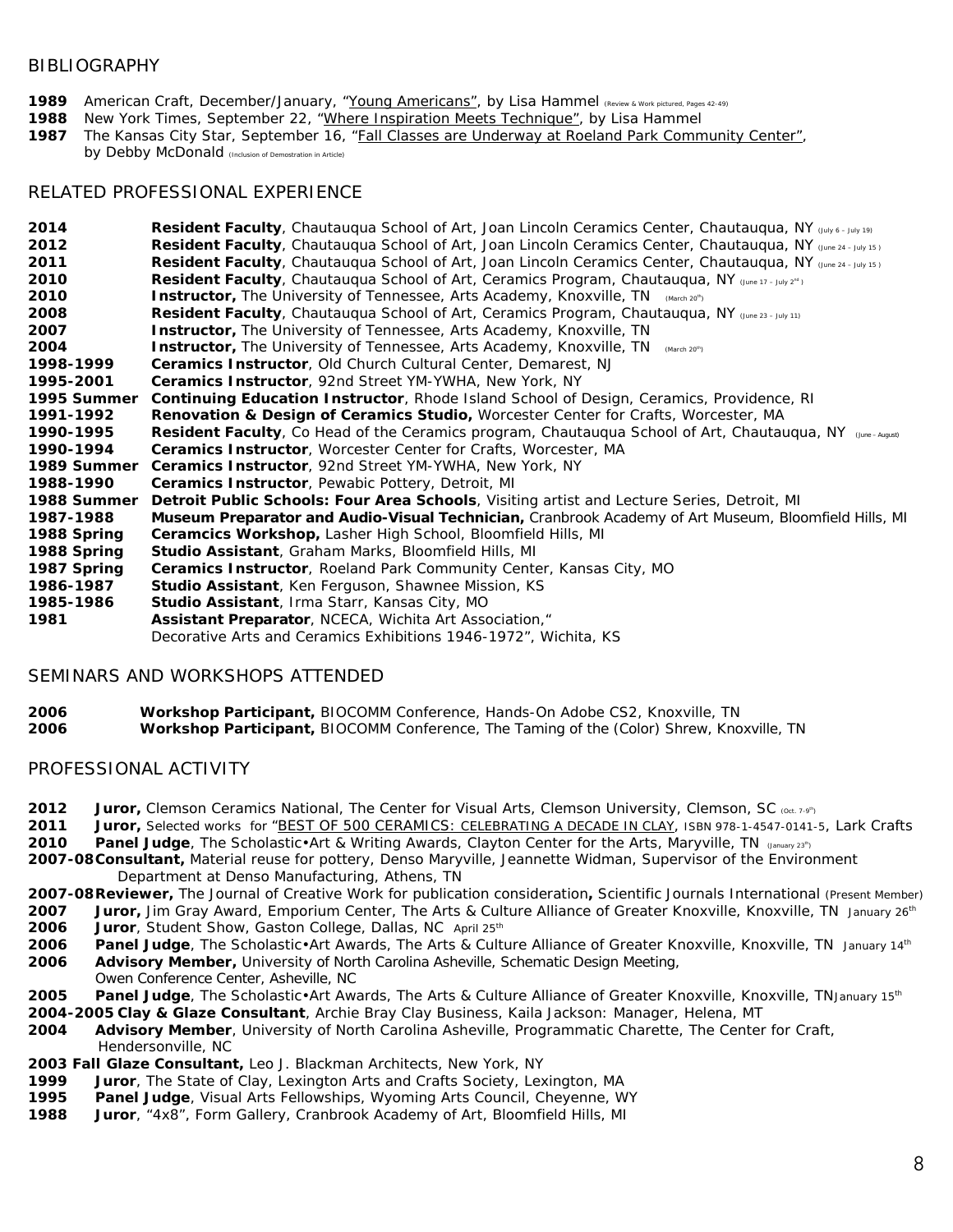## BIBLIOGRAPHY

**1989** American Craft, December/January, "Young Americans", by Lisa Hammel (Review & Work pictured, Pages 42-49)
**1988** New York Times, September 22, "Where Inspiration Meets Technique", by Lisa Hammel
**1987** The Kansas City Star, September 16, "Fall Classes are Underway at Roeland Park Community Center", by Debby McDonald (Inclusion of Demostration in Article)

## RELATED PROFESSIONAL EXPERIENCE

**2014** **Resident Faculty**, Chautauqua School of Art, Joan Lincoln Ceramics Center, Chautauqua, NY (July 6 – July 19)
**2012** **Resident Faculty**, Chautauqua School of Art, Joan Lincoln Ceramics Center, Chautauqua, NY (June 24 – July 15 )
**2011** **Resident Faculty**, Chautauqua School of Art, Joan Lincoln Ceramics Center, Chautauqua, NY (June 24 – July 15 )
**2010** **Resident Faculty**, Chautauqua School of Art, Ceramics Program, Chautauqua, NY (June 17 – July 2nd )
**2010** **Instructor,** The University of Tennessee, Arts Academy, Knoxville, TN (March 20th)
**2008** **Resident Faculty**, Chautauqua School of Art, Ceramics Program, Chautauqua, NY (June 23 – July 11)
**2007** **Instructor,** The University of Tennessee, Arts Academy, Knoxville, TN
**2004** **Instructor,** The University of Tennessee, Arts Academy, Knoxville, TN (March 20th)
**1998-1999** **Ceramics Instructor**, Old Church Cultural Center, Demarest, NJ
**1995-2001** **Ceramics Instructor**, 92nd Street YM-YWHA, New York, NY
**1995 Summer** **Continuing Education Instructor**, Rhode Island School of Design, Ceramics, Providence, RI
**1991-1992** **Renovation & Design of Ceramics Studio,** Worcester Center for Crafts, Worcester, MA
**1990-1995** **Resident Faculty**, Co Head of the Ceramics program, Chautauqua School of Art, Chautauqua, NY (June – August)
**1990-1994** **Ceramics Instructor**, Worcester Center for Crafts, Worcester, MA
**1989 Summer** **Ceramics Instructor**, 92nd Street YM-YWHA, New York, NY
**1988-1990** **Ceramics Instructor**, Pewabic Pottery, Detroit, MI
**1988 Summer** **Detroit Public Schools: Four Area Schools**, Visiting artist and Lecture Series, Detroit, MI
**1987-1988** **Museum Preparator and Audio-Visual Technician,** Cranbrook Academy of Art Museum, Bloomfield Hills, MI
**1988 Spring** **Ceramcics Workshop,** Lasher High School, Bloomfield Hills, MI
**1988 Spring** **Studio Assistant**, Graham Marks, Bloomfield Hills, MI
**1987 Spring** **Ceramics Instructor**, Roeland Park Community Center, Kansas City, MO
**1986-1987** **Studio Assistant**, Ken Ferguson, Shawnee Mission, KS
**1985-1986** **Studio Assistant**, Irma Starr, Kansas City, MO
**1981** **Assistant Preparator**, NCECA, Wichita Art Association," Decorative Arts and Ceramics Exhibitions 1946-1972", Wichita, KS

## SEMINARS AND WORKSHOPS ATTENDED

**2006** **Workshop Participant,** BIOCOMM Conference, Hands-On Adobe CS2, Knoxville, TN
**2006** **Workshop Participant,** BIOCOMM Conference, The Taming of the (Color) Shrew, Knoxville, TN

## PROFESSIONAL ACTIVITY

**2012** **Juror,** Clemson Ceramics National, The Center for Visual Arts, Clemson University, Clemson, SC (Oct. 7-9th)
**2011** **Juror,** Selected works for "BEST OF 500 CERAMICS: CELEBRATING A DECADE IN CLAY, ISBN 978-1-4547-0141-5, Lark Crafts
**2010** **Panel Judge**, The Scholastic•Art & Writing Awards, Clayton Center for the Arts, Maryville, TN (January 23th)
**2007-08** **Consultant,** Material reuse for pottery, Denso Maryville, Jeannette Widman, Supervisor of the Environment Department at Denso Manufacturing, Athens, TN
**2007-08** **Reviewer,** The Journal of Creative Work for publication consideration**,** Scientific Journals International (Present Member)
**2007** **Juror,** Jim Gray Award, Emporium Center, The Arts & Culture Alliance of Greater Knoxville, Knoxville, TN January 26th
**2006** **Juror**, Student Show, Gaston College, Dallas, NC April 25th
**2006** **Panel Judge**, The Scholastic•Art Awards, The Arts & Culture Alliance of Greater Knoxville, Knoxville, TN January 14th
**2006** **Advisory Member,** University of North Carolina Asheville, Schematic Design Meeting, Owen Conference Center, Asheville, NC
**2005** **Panel Judge**, The Scholastic•Art Awards, The Arts & Culture Alliance of Greater Knoxville, Knoxville, TN January 15th
**2004-2005** **Clay & Glaze Consultant**, Archie Bray Clay Business, Kaila Jackson: Manager, Helena, MT
**2004** **Advisory Member**, University of North Carolina Asheville, Programmatic Charette, The Center for Craft, Hendersonville, NC
**2003 Fall** **Glaze Consultant,** Leo J. Blackman Architects, New York, NY
**1999** **Juror**, The State of Clay, Lexington Arts and Crafts Society, Lexington, MA
**1995** **Panel Judge**, Visual Arts Fellowships, Wyoming Arts Council, Cheyenne, WY
**1988** **Juror**, "4x8", Form Gallery, Cranbrook Academy of Art, Bloomfield Hills, MI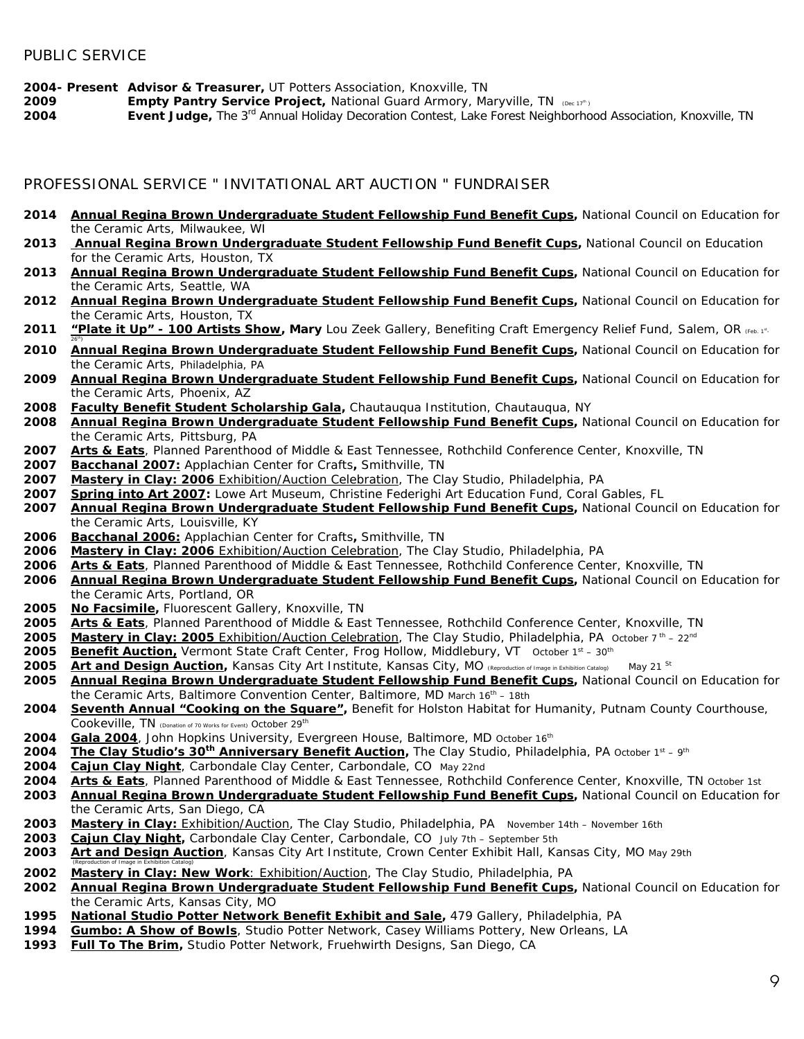## PUBLIC SERVICE

**2004- Present Advisor & Treasurer,** UT Potters Association, Knoxville, TN
**2009** **Empty Pantry Service Project,** National Guard Armory, Maryville, TN (Dec 17th)
**2004** **Event Judge,** The 3rd Annual Holiday Decoration Contest, Lake Forest Neighborhood Association, Knoxville, TN

## PROFESSIONAL SERVICE " INVITATIONAL ART AUCTION " FUNDRAISER

**2014** **Annual Regina Brown Undergraduate Student Fellowship Fund Benefit Cups,** National Council on Education for the Ceramic Arts, Milwaukee, WI
**2013** **Annual Regina Brown Undergraduate Student Fellowship Fund Benefit Cups,** National Council on Education for the Ceramic Arts, Houston, TX
**2013** **Annual Regina Brown Undergraduate Student Fellowship Fund Benefit Cups,** National Council on Education for the Ceramic Arts, Seattle, WA
**2012** **Annual Regina Brown Undergraduate Student Fellowship Fund Benefit Cups,** National Council on Education for the Ceramic Arts, Houston, TX
**2011** **"Plate it Up" - 100 Artists Show, Mary** Lou Zeek Gallery, Benefiting Craft Emergency Relief Fund, Salem, OR (Feb. 1st-26th)
**2010** **Annual Regina Brown Undergraduate Student Fellowship Fund Benefit Cups,** National Council on Education for the Ceramic Arts, Philadelphia, PA
**2009** **Annual Regina Brown Undergraduate Student Fellowship Fund Benefit Cups,** National Council on Education for the Ceramic Arts, Phoenix, AZ
**2008** **Faculty Benefit Student Scholarship Gala,** Chautauqua Institution, Chautauqua, NY
**2008** **Annual Regina Brown Undergraduate Student Fellowship Fund Benefit Cups,** National Council on Education for the Ceramic Arts, Pittsburg, PA
**2007** **Arts & Eats**, Planned Parenthood of Middle & East Tennessee, Rothchild Conference Center, Knoxville, TN
**2007** **Bacchanal 2007:** Applachian Center for Crafts**,** Smithville, TN
**2007** **Mastery in Clay: 2006** Exhibition/Auction Celebration, The Clay Studio, Philadelphia, PA
**2007** **Spring into Art 2007:** Lowe Art Museum, Christine Federighi Art Education Fund, Coral Gables, FL
**2007** **Annual Regina Brown Undergraduate Student Fellowship Fund Benefit Cups,** National Council on Education for the Ceramic Arts, Louisville, KY
**2006** **Bacchanal 2006:** Applachian Center for Crafts**,** Smithville, TN
**2006** **Mastery in Clay: 2006** Exhibition/Auction Celebration, The Clay Studio, Philadelphia, PA
**2006** **Arts & Eats**, Planned Parenthood of Middle & East Tennessee, Rothchild Conference Center, Knoxville, TN
**2006** **Annual Regina Brown Undergraduate Student Fellowship Fund Benefit Cups,** National Council on Education for the Ceramic Arts, Portland, OR
**2005** **No Facsimile,** Fluorescent Gallery, Knoxville, TN
**2005** **Arts & Eats**, Planned Parenthood of Middle & East Tennessee, Rothchild Conference Center, Knoxville, TN
**2005** **Mastery in Clay: 2005** Exhibition/Auction Celebration, The Clay Studio, Philadelphia, PA October 7th – 22nd
**2005** **Benefit Auction,** Vermont State Craft Center, Frog Hollow, Middlebury, VT October 1st – 30th
**2005** **Art and Design Auction,** Kansas City Art Institute, Kansas City, MO (Reproduction of Image in Exhibition Catalog) May 21st
**2005** **Annual Regina Brown Undergraduate Student Fellowship Fund Benefit Cups,** National Council on Education for the Ceramic Arts, Baltimore Convention Center, Baltimore, MD March 16th – 18th
**2004** **Seventh Annual "Cooking on the Square",** Benefit for Holston Habitat for Humanity, Putnam County Courthouse, Cookeville, TN (Donation of 70 Works for Event) October 29th
**2004** **Gala 2004**, John Hopkins University, Evergreen House, Baltimore, MD October 16th
**2004** **The Clay Studio's 30th Anniversary Benefit Auction,** The Clay Studio, Philadelphia, PA October 1st – 9th
**2004** **Cajun Clay Night**, Carbondale Clay Center, Carbondale, CO May 22nd
**2004** **Arts & Eats**, Planned Parenthood of Middle & East Tennessee, Rothchild Conference Center, Knoxville, TN October 1st
**2003** **Annual Regina Brown Undergraduate Student Fellowship Fund Benefit Cups,** National Council on Education for the Ceramic Arts, San Diego, CA
**2003** **Mastery in Clay:** Exhibition/Auction, The Clay Studio, Philadelphia, PA November 14th – November 16th
**2003** **Cajun Clay Night,** Carbondale Clay Center, Carbondale, CO July 7th – September 5th
**2003** **Art and Design Auction**, Kansas City Art Institute, Crown Center Exhibit Hall, Kansas City, MO May 29th (Reproduction of Image in Exhibition Catalog)
**2002** **Mastery in Clay: New Work**: Exhibition/Auction, The Clay Studio, Philadelphia, PA
**2002** **Annual Regina Brown Undergraduate Student Fellowship Fund Benefit Cups,** National Council on Education for the Ceramic Arts, Kansas City, MO
**1995** **National Studio Potter Network Benefit Exhibit and Sale,** 479 Gallery, Philadelphia, PA
**1994** **Gumbo: A Show of Bowls**, Studio Potter Network, Casey Williams Pottery, New Orleans, LA
**1993** **Full To The Brim,** Studio Potter Network, Fruehwirth Designs, San Diego, CA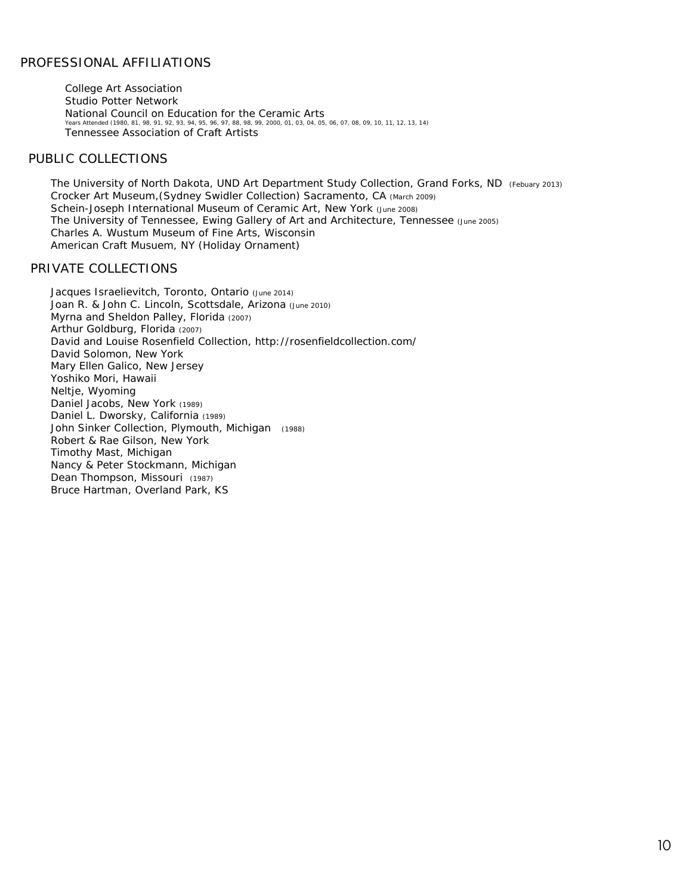## PROFESSIONAL AFFILIATIONS

College Art Association
Studio Potter Network
National Council on Education for the Ceramic Arts
Years Attended (1980, 81, 98, 91, 92, 93, 94, 95, 96, 97, 88, 98, 99, 2000, 01, 03, 04, 05, 06, 07, 08, 09, 10, 11, 12, 13, 14)
Tennessee Association of Craft Artists

## PUBLIC COLLECTIONS

The University of North Dakota, UND Art Department Study Collection, Grand Forks, ND (Febuary 2013)
Crocker Art Museum,(Sydney Swidler Collection) Sacramento, CA (March 2009)
Schein-Joseph International Museum of Ceramic Art, New York (June 2008)
The University of Tennessee, Ewing Gallery of Art and Architecture, Tennessee (June 2005)
Charles A. Wustum Museum of Fine Arts, Wisconsin
American Craft Musuem, NY (Holiday Ornament)

## PRIVATE COLLECTIONS

Jacques Israelievitch, Toronto, Ontario (June 2014)
Joan R. & John C. Lincoln, Scottsdale, Arizona (June 2010)
Myrna and Sheldon Palley, Florida (2007)
Arthur Goldburg, Florida (2007)
David and Louise Rosenfield Collection, http://rosenfieldcollection.com/
David Solomon, New York
Mary Ellen Galico, New Jersey
Yoshiko Mori, Hawaii
Neltje, Wyoming
Daniel Jacobs, New York (1989)
Daniel L. Dworsky, California (1989)
John Sinker Collection, Plymouth, Michigan (1988)
Robert & Rae Gilson, New York
Timothy Mast, Michigan
Nancy & Peter Stockmann, Michigan
Dean Thompson, Missouri (1987)
Bruce Hartman, Overland Park, KS